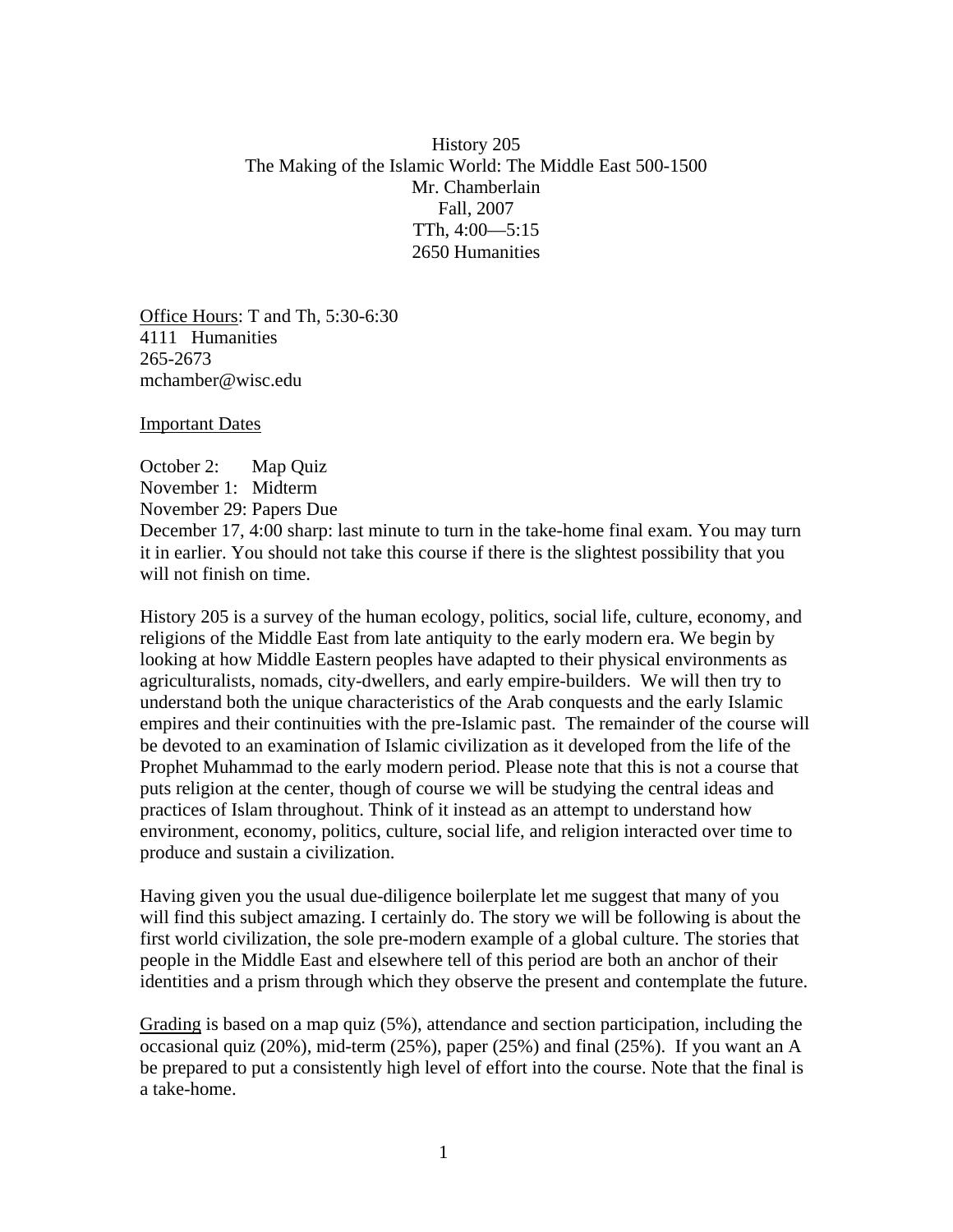# History 205

## The Making of the Islamic World: The Middle East 500-1500

Mr. Chamberlain

Fall, 2007

TTh, 4:00—5:15

2650 Humanities

Office Hours: T and Th, 5:30-6:30
4111 Humanities
265-2673
mchamber@wisc.edu

Important Dates

October 2: Map Quiz
November 1: Midterm
November 29: Papers Due
December 17, 4:00 sharp: last minute to turn in the take-home final exam. You may turn it in earlier. You should not take this course if there is the slightest possibility that you will not finish on time.

History 205 is a survey of the human ecology, politics, social life, culture, economy, and religions of the Middle East from late antiquity to the early modern era. We begin by looking at how Middle Eastern peoples have adapted to their physical environments as agriculturalists, nomads, city-dwellers, and early empire-builders. We will then try to understand both the unique characteristics of the Arab conquests and the early Islamic empires and their continuities with the pre-Islamic past. The remainder of the course will be devoted to an examination of Islamic civilization as it developed from the life of the Prophet Muhammad to the early modern period. Please note that this is not a course that puts religion at the center, though of course we will be studying the central ideas and practices of Islam throughout. Think of it instead as an attempt to understand how environment, economy, politics, culture, social life, and religion interacted over time to produce and sustain a civilization.

Having given you the usual due-diligence boilerplate let me suggest that many of you will find this subject amazing. I certainly do. The story we will be following is about the first world civilization, the sole pre-modern example of a global culture. The stories that people in the Middle East and elsewhere tell of this period are both an anchor of their identities and a prism through which they observe the present and contemplate the future.

Grading is based on a map quiz (5%), attendance and section participation, including the occasional quiz (20%), mid-term (25%), paper (25%) and final (25%). If you want an A be prepared to put a consistently high level of effort into the course. Note that the final is a take-home.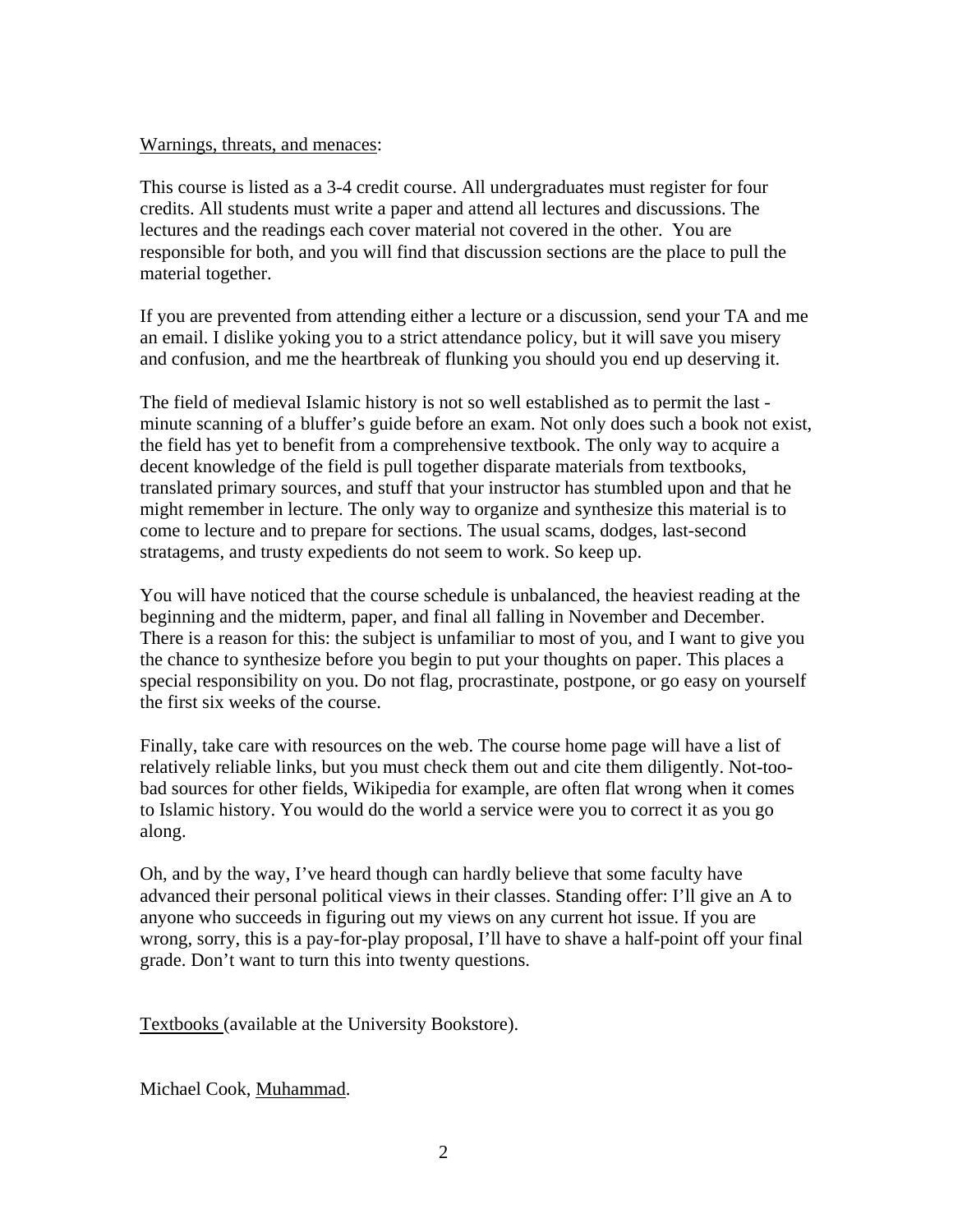Warnings, threats, and menaces:

This course is listed as a 3-4 credit course. All undergraduates must register for four credits. All students must write a paper and attend all lectures and discussions. The lectures and the readings each cover material not covered in the other. You are responsible for both, and you will find that discussion sections are the place to pull the material together.

If you are prevented from attending either a lecture or a discussion, send your TA and me an email. I dislike yoking you to a strict attendance policy, but it will save you misery and confusion, and me the heartbreak of flunking you should you end up deserving it.

The field of medieval Islamic history is not so well established as to permit the last - minute scanning of a bluffer's guide before an exam. Not only does such a book not exist, the field has yet to benefit from a comprehensive textbook. The only way to acquire a decent knowledge of the field is pull together disparate materials from textbooks, translated primary sources, and stuff that your instructor has stumbled upon and that he might remember in lecture. The only way to organize and synthesize this material is to come to lecture and to prepare for sections. The usual scams, dodges, last-second stratagems, and trusty expedients do not seem to work. So keep up.

You will have noticed that the course schedule is unbalanced, the heaviest reading at the beginning and the midterm, paper, and final all falling in November and December. There is a reason for this: the subject is unfamiliar to most of you, and I want to give you the chance to synthesize before you begin to put your thoughts on paper. This places a special responsibility on you. Do not flag, procrastinate, postpone, or go easy on yourself the first six weeks of the course.

Finally, take care with resources on the web. The course home page will have a list of relatively reliable links, but you must check them out and cite them diligently. Not-too-bad sources for other fields, Wikipedia for example, are often flat wrong when it comes to Islamic history. You would do the world a service were you to correct it as you go along.

Oh, and by the way, I've heard though can hardly believe that some faculty have advanced their personal political views in their classes. Standing offer: I'll give an A to anyone who succeeds in figuring out my views on any current hot issue. If you are wrong, sorry, this is a pay-for-play proposal, I'll have to shave a half-point off your final grade. Don't want to turn this into twenty questions.

Textbooks (available at the University Bookstore).

Michael Cook, Muhammad.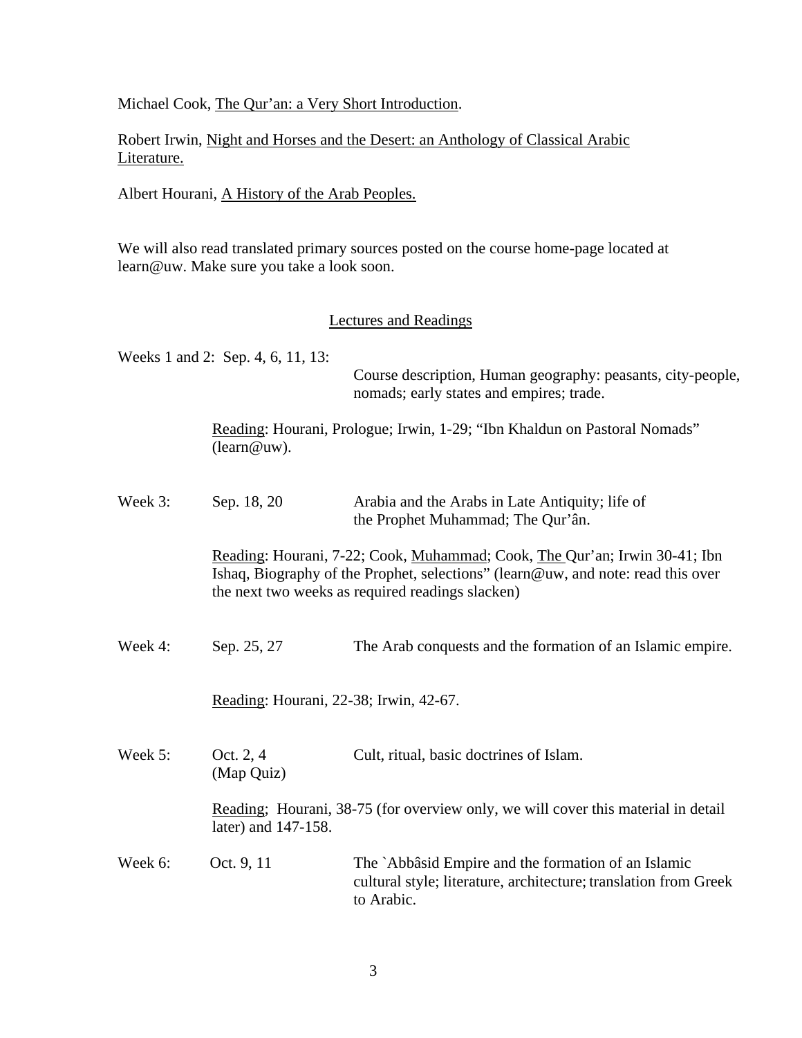Michael Cook, The Qur'an: a Very Short Introduction.

Robert Irwin, Night and Horses and the Desert: an Anthology of Classical Arabic Literature.

Albert Hourani, A History of the Arab Peoples.

We will also read translated primary sources posted on the course home-page located at learn@uw. Make sure you take a look soon.

## Lectures and Readings

**Weeks 1 and 2: Sep. 4, 6, 11, 13:**
Course description, Human geography: peasants, city-people, nomads; early states and empires; trade.

Reading: Hourani, Prologue; Irwin, 1-29; "Ibn Khaldun on Pastoral Nomads" (learn@uw).

**Week 3: Sep. 18, 20**
Arabia and the Arabs in Late Antiquity; life of the Prophet Muhammad; The Qur'ân.

Reading: Hourani, 7-22; Cook, Muhammad; Cook, The Qur'an; Irwin 30-41; Ibn Ishaq, Biography of the Prophet, selections" (learn@uw, and note: read this over the next two weeks as required readings slacken)

**Week 4: Sep. 25, 27**
The Arab conquests and the formation of an Islamic empire.

Reading: Hourani, 22-38; Irwin, 42-67.

**Week 5: Oct. 2, 4 (Map Quiz)**
Cult, ritual, basic doctrines of Islam.

Reading; Hourani, 38-75 (for overview only, we will cover this material in detail later) and 147-158.

**Week 6: Oct. 9, 11**
The `Abbâsid Empire and the formation of an Islamic cultural style; literature, architecture; translation from Greek to Arabic.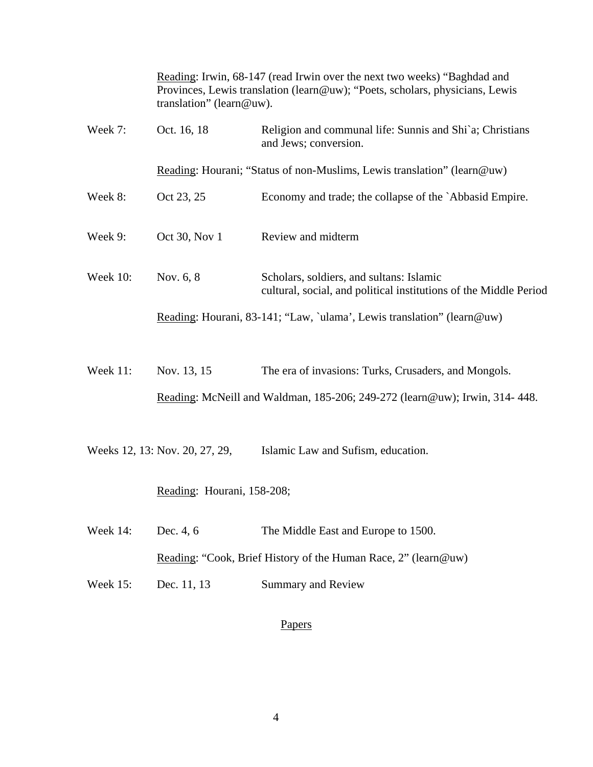Reading: Irwin, 68-147 (read Irwin over the next two weeks) "Baghdad and Provinces, Lewis translation (learn@uw); "Poets, scholars, physicians, Lewis translation" (learn@uw).

Week 7: Oct. 16, 18 — Religion and communal life: Sunnis and Shi`a; Christians and Jews; conversion.

Reading: Hourani; "Status of non-Muslims, Lewis translation" (learn@uw)

Week 8: Oct 23, 25 — Economy and trade; the collapse of the `Abbasid Empire.

Week 9: Oct 30, Nov 1 — Review and midterm

Week 10: Nov. 6, 8 — Scholars, soldiers, and sultans: Islamic cultural, social, and political institutions of the Middle Period

Reading: Hourani, 83-141; "Law, `ulama', Lewis translation" (learn@uw)

Week 11: Nov. 13, 15 — The era of invasions: Turks, Crusaders, and Mongols.

Reading: McNeill and Waldman, 185-206; 249-272 (learn@uw); Irwin, 314- 448.

Weeks 12, 13: Nov. 20, 27, 29, — Islamic Law and Sufism, education.

Reading: Hourani, 158-208;

Week 14: Dec. 4, 6 — The Middle East and Europe to 1500.

Reading: "Cook, Brief History of the Human Race, 2" (learn@uw)

Week 15: Dec. 11, 13 — Summary and Review

## Papers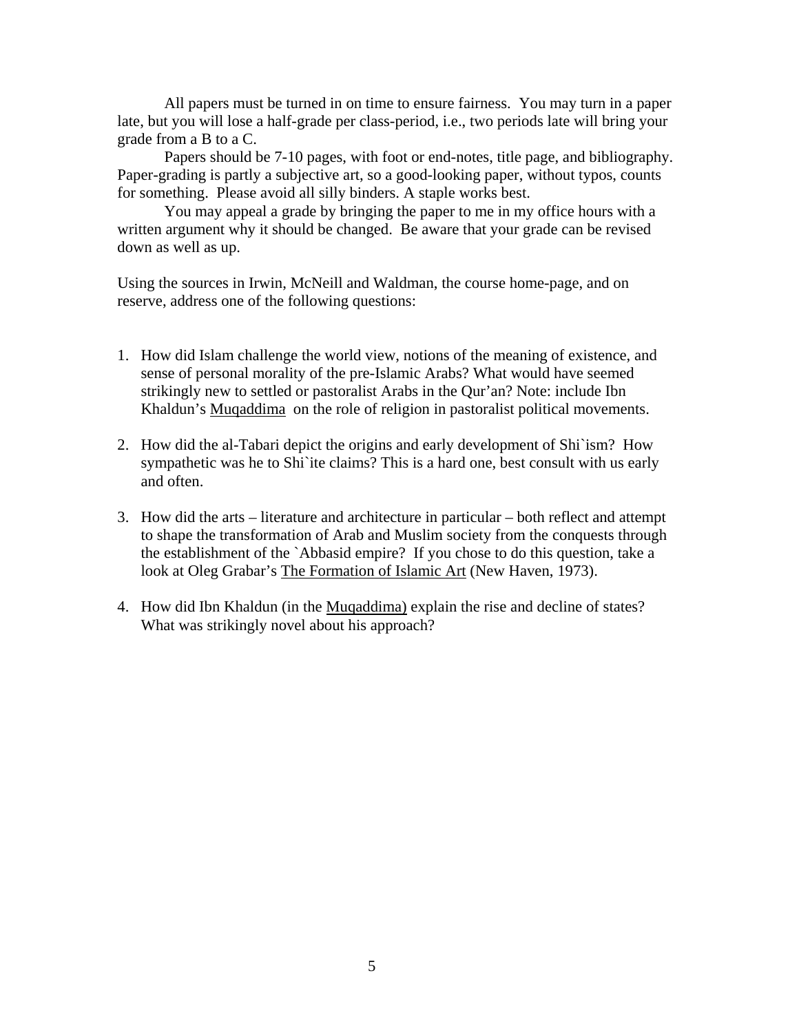All papers must be turned in on time to ensure fairness. You may turn in a paper late, but you will lose a half-grade per class-period, i.e., two periods late will bring your grade from a B to a C.

Papers should be 7-10 pages, with foot or end-notes, title page, and bibliography. Paper-grading is partly a subjective art, so a good-looking paper, without typos, counts for something. Please avoid all silly binders. A staple works best.

You may appeal a grade by bringing the paper to me in my office hours with a written argument why it should be changed. Be aware that your grade can be revised down as well as up.

Using the sources in Irwin, McNeill and Waldman, the course home-page, and on reserve, address one of the following questions:

1. How did Islam challenge the world view, notions of the meaning of existence, and sense of personal morality of the pre-Islamic Arabs? What would have seemed strikingly new to settled or pastoralist Arabs in the Qur'an? Note: include Ibn Khaldun's <u>Muqaddima</u> on the role of religion in pastoralist political movements.
2. How did the al-Tabari depict the origins and early development of Shi`ism? How sympathetic was he to Shi`ite claims? This is a hard one, best consult with us early and often.
3. How did the arts – literature and architecture in particular – both reflect and attempt to shape the transformation of Arab and Muslim society from the conquests through the establishment of the `Abbasid empire? If you chose to do this question, take a look at Oleg Grabar's <u>The Formation of Islamic Art</u> (New Haven, 1973).
4. How did Ibn Khaldun (in the <u>Muqaddima)</u> explain the rise and decline of states? What was strikingly novel about his approach?